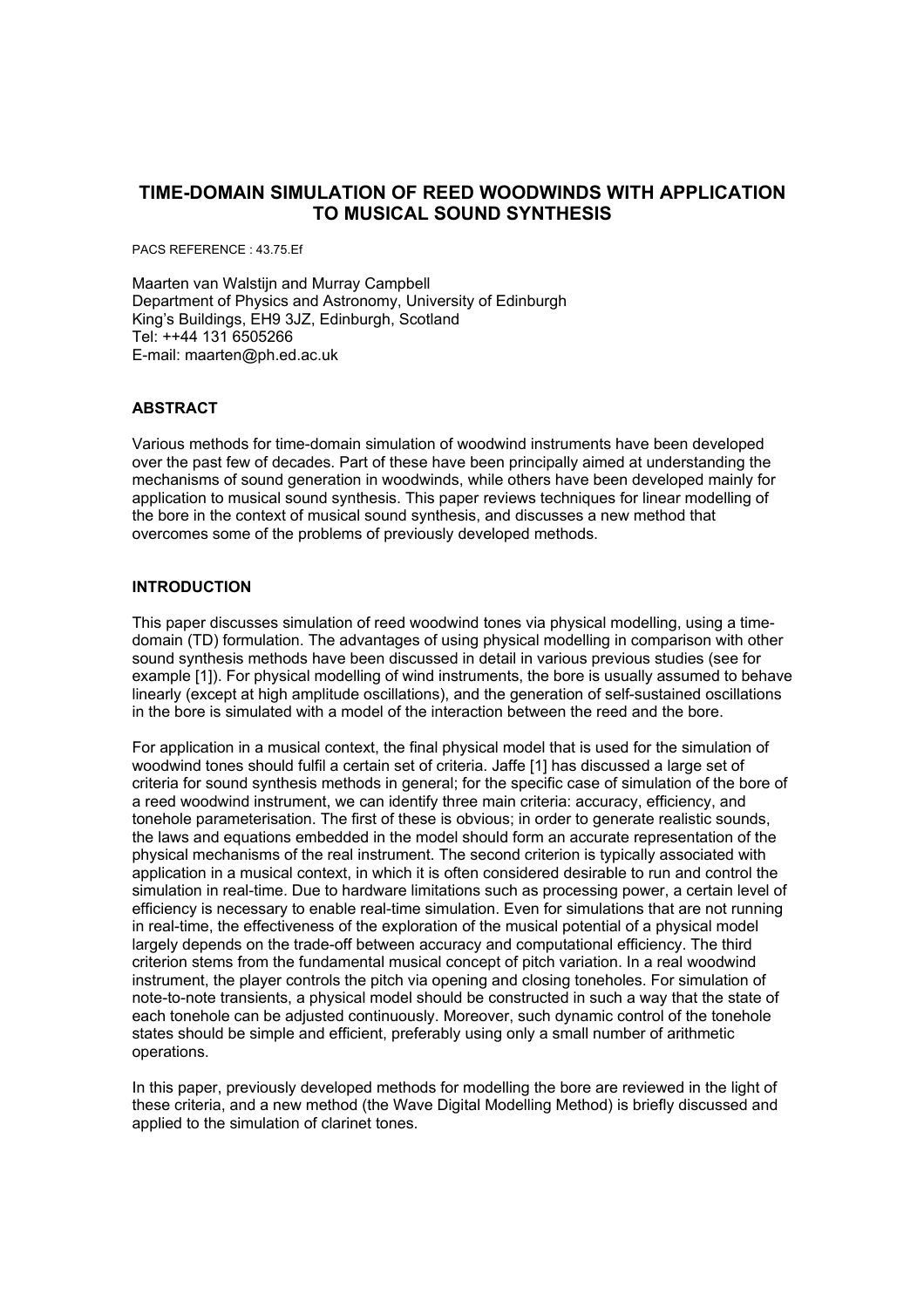# TIME-DOMAIN SIMULATION OF REED WOODWINDS WITH APPLICATION TO MUSICAL SOUND SYNTHESIS

PACS REFERENCE : 43.75.Ef

Maarten van Walstijn and Murray Campbell
Department of Physics and Astronomy, University of Edinburgh
King's Buildings, EH9 3JZ, Edinburgh, Scotland
Tel: ++44 131 6505266
E-mail: maarten@ph.ed.ac.uk

## ABSTRACT

Various methods for time-domain simulation of woodwind instruments have been developed over the past few of decades. Part of these have been principally aimed at understanding the mechanisms of sound generation in woodwinds, while others have been developed mainly for application to musical sound synthesis. This paper reviews techniques for linear modelling of the bore in the context of musical sound synthesis, and discusses a new method that overcomes some of the problems of previously developed methods.

## INTRODUCTION

This paper discusses simulation of reed woodwind tones via physical modelling, using a time-domain (TD) formulation. The advantages of using physical modelling in comparison with other sound synthesis methods have been discussed in detail in various previous studies (see for example [1]). For physical modelling of wind instruments, the bore is usually assumed to behave linearly (except at high amplitude oscillations), and the generation of self-sustained oscillations in the bore is simulated with a model of the interaction between the reed and the bore.

For application in a musical context, the final physical model that is used for the simulation of woodwind tones should fulfil a certain set of criteria. Jaffe [1] has discussed a large set of criteria for sound synthesis methods in general; for the specific case of simulation of the bore of a reed woodwind instrument, we can identify three main criteria: accuracy, efficiency, and tonehole parameterisation. The first of these is obvious; in order to generate realistic sounds, the laws and equations embedded in the model should form an accurate representation of the physical mechanisms of the real instrument. The second criterion is typically associated with application in a musical context, in which it is often considered desirable to run and control the simulation in real-time. Due to hardware limitations such as processing power, a certain level of efficiency is necessary to enable real-time simulation. Even for simulations that are not running in real-time, the effectiveness of the exploration of the musical potential of a physical model largely depends on the trade-off between accuracy and computational efficiency. The third criterion stems from the fundamental musical concept of pitch variation. In a real woodwind instrument, the player controls the pitch via opening and closing toneholes. For simulation of note-to-note transients, a physical model should be constructed in such a way that the state of each tonehole can be adjusted continuously. Moreover, such dynamic control of the tonehole states should be simple and efficient, preferably using only a small number of arithmetic operations.

In this paper, previously developed methods for modelling the bore are reviewed in the light of these criteria, and a new method (the Wave Digital Modelling Method) is briefly discussed and applied to the simulation of clarinet tones.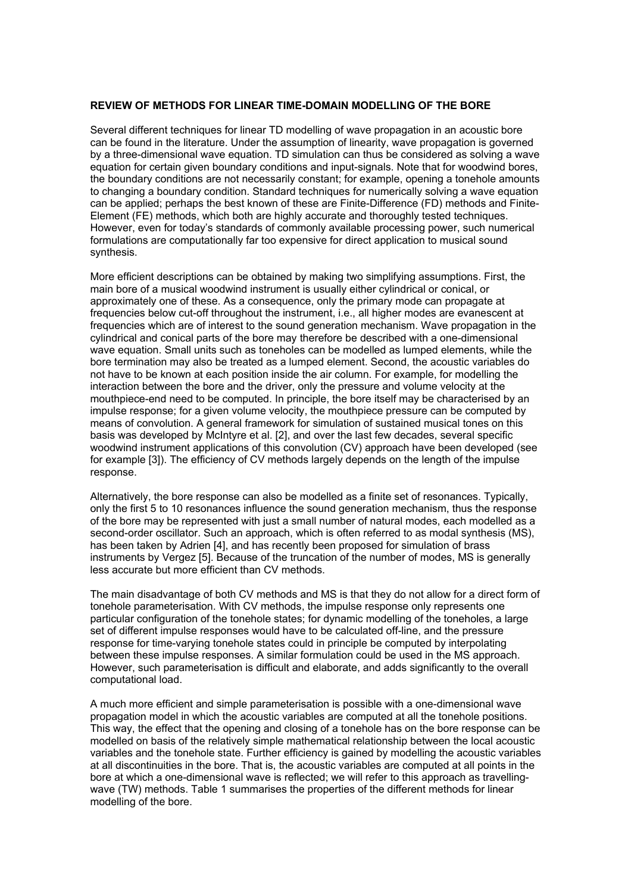## REVIEW OF METHODS FOR LINEAR TIME-DOMAIN MODELLING OF THE BORE

Several different techniques for linear TD modelling of wave propagation in an acoustic bore can be found in the literature. Under the assumption of linearity, wave propagation is governed by a three-dimensional wave equation. TD simulation can thus be considered as solving a wave equation for certain given boundary conditions and input-signals. Note that for woodwind bores, the boundary conditions are not necessarily constant; for example, opening a tonehole amounts to changing a boundary condition. Standard techniques for numerically solving a wave equation can be applied; perhaps the best known of these are Finite-Difference (FD) methods and Finite-Element (FE) methods, which both are highly accurate and thoroughly tested techniques. However, even for today's standards of commonly available processing power, such numerical formulations are computationally far too expensive for direct application to musical sound synthesis.

More efficient descriptions can be obtained by making two simplifying assumptions. First, the main bore of a musical woodwind instrument is usually either cylindrical or conical, or approximately one of these. As a consequence, only the primary mode can propagate at frequencies below cut-off throughout the instrument, i.e., all higher modes are evanescent at frequencies which are of interest to the sound generation mechanism. Wave propagation in the cylindrical and conical parts of the bore may therefore be described with a one-dimensional wave equation. Small units such as toneholes can be modelled as lumped elements, while the bore termination may also be treated as a lumped element. Second, the acoustic variables do not have to be known at each position inside the air column. For example, for modelling the interaction between the bore and the driver, only the pressure and volume velocity at the mouthpiece-end need to be computed. In principle, the bore itself may be characterised by an impulse response; for a given volume velocity, the mouthpiece pressure can be computed by means of convolution. A general framework for simulation of sustained musical tones on this basis was developed by McIntyre et al. [2], and over the last few decades, several specific woodwind instrument applications of this convolution (CV) approach have been developed (see for example [3]). The efficiency of CV methods largely depends on the length of the impulse response.

Alternatively, the bore response can also be modelled as a finite set of resonances. Typically, only the first 5 to 10 resonances influence the sound generation mechanism, thus the response of the bore may be represented with just a small number of natural modes, each modelled as a second-order oscillator. Such an approach, which is often referred to as modal synthesis (MS), has been taken by Adrien [4], and has recently been proposed for simulation of brass instruments by Vergez [5]. Because of the truncation of the number of modes, MS is generally less accurate but more efficient than CV methods.

The main disadvantage of both CV methods and MS is that they do not allow for a direct form of tonehole parameterisation. With CV methods, the impulse response only represents one particular configuration of the tonehole states; for dynamic modelling of the toneholes, a large set of different impulse responses would have to be calculated off-line, and the pressure response for time-varying tonehole states could in principle be computed by interpolating between these impulse responses. A similar formulation could be used in the MS approach. However, such parameterisation is difficult and elaborate, and adds significantly to the overall computational load.

A much more efficient and simple parameterisation is possible with a one-dimensional wave propagation model in which the acoustic variables are computed at all the tonehole positions. This way, the effect that the opening and closing of a tonehole has on the bore response can be modelled on basis of the relatively simple mathematical relationship between the local acoustic variables and the tonehole state. Further efficiency is gained by modelling the acoustic variables at all discontinuities in the bore. That is, the acoustic variables are computed at all points in the bore at which a one-dimensional wave is reflected; we will refer to this approach as travelling-wave (TW) methods. Table 1 summarises the properties of the different methods for linear modelling of the bore.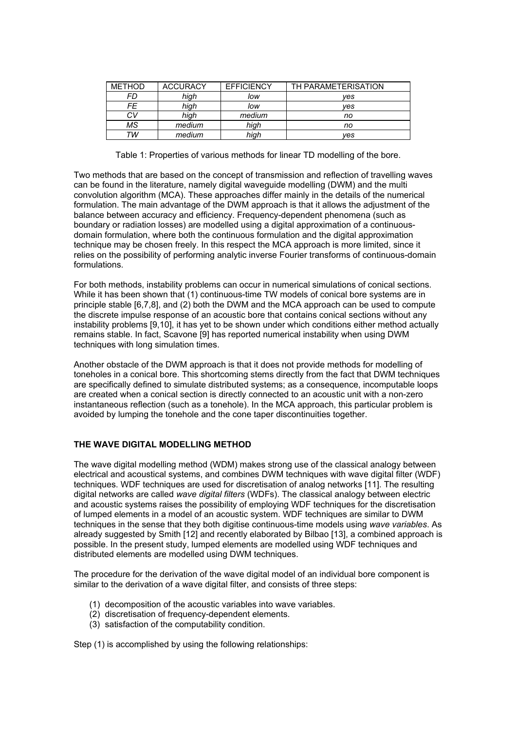| METHOD | ACCURACY | EFFICIENCY | TH PARAMETERISATION |
| --- | --- | --- | --- |
| *FD* | *high* | *low* | *yes* |
| *FE* | *high* | *low* | *yes* |
| *CV* | *high* | *medium* | *no* |
| *MS* | *medium* | *high* | *no* |
| *TW* | *medium* | *high* | *yes* |

Table 1: Properties of various methods for linear TD modelling of the bore.

Two methods that are based on the concept of transmission and reflection of travelling waves can be found in the literature, namely digital waveguide modelling (DWM) and the multi convolution algorithm (MCA). These approaches differ mainly in the details of the numerical formulation. The main advantage of the DWM approach is that it allows the adjustment of the balance between accuracy and efficiency. Frequency-dependent phenomena (such as boundary or radiation losses) are modelled using a digital approximation of a continuous-domain formulation, where both the continuous formulation and the digital approximation technique may be chosen freely. In this respect the MCA approach is more limited, since it relies on the possibility of performing analytic inverse Fourier transforms of continuous-domain formulations.

For both methods, instability problems can occur in numerical simulations of conical sections. While it has been shown that (1) continuous-time TW models of conical bore systems are in principle stable [6,7,8], and (2) both the DWM and the MCA approach can be used to compute the discrete impulse response of an acoustic bore that contains conical sections without any instability problems [9,10], it has yet to be shown under which conditions either method actually remains stable. In fact, Scavone [9] has reported numerical instability when using DWM techniques with long simulation times.

Another obstacle of the DWM approach is that it does not provide methods for modelling of toneholes in a conical bore. This shortcoming stems directly from the fact that DWM techniques are specifically defined to simulate distributed systems; as a consequence, incomputable loops are created when a conical section is directly connected to an acoustic unit with a non-zero instantaneous reflection (such as a tonehole). In the MCA approach, this particular problem is avoided by lumping the tonehole and the cone taper discontinuities together.

## THE WAVE DIGITAL MODELLING METHOD

The wave digital modelling method (WDM) makes strong use of the classical analogy between electrical and acoustical systems, and combines DWM techniques with wave digital filter (WDF) techniques. WDF techniques are used for discretisation of analog networks [11]. The resulting digital networks are called *wave digital filters* (WDFs). The classical analogy between electric and acoustic systems raises the possibility of employing WDF techniques for the discretisation of lumped elements in a model of an acoustic system. WDF techniques are similar to DWM techniques in the sense that they both digitise continuous-time models using *wave variables*. As already suggested by Smith [12] and recently elaborated by Bilbao [13], a combined approach is possible. In the present study, lumped elements are modelled using WDF techniques and distributed elements are modelled using DWM techniques.

The procedure for the derivation of the wave digital model of an individual bore component is similar to the derivation of a wave digital filter, and consists of three steps:

(1) decomposition of the acoustic variables into wave variables.
(2) discretisation of frequency-dependent elements.
(3) satisfaction of the computability condition.

Step (1) is accomplished by using the following relationships: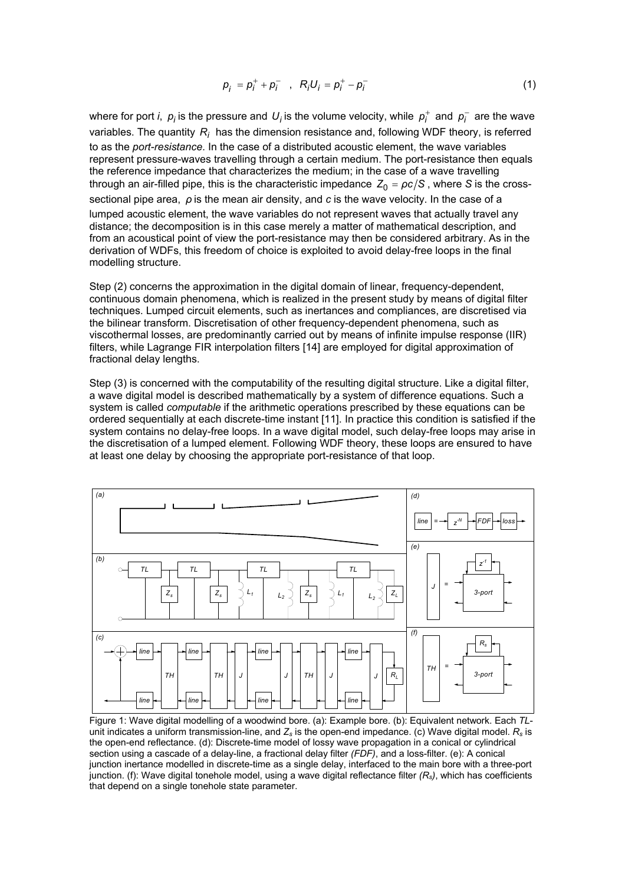$$p_i = p_i^+ + p_i^- \quad , \quad R_i U_i = p_i^+ - p_i^- \tag{1}$$

where for port $i$, $p_i$ is the pressure and $U_i$ is the volume velocity, while $p_i^+$ and $p_i^-$ are the wave variables. The quantity $R_i$ has the dimension resistance and, following WDF theory, is referred to as the *port-resistance*. In the case of a distributed acoustic element, the wave variables represent pressure-waves travelling through a certain medium. The port-resistance then equals the reference impedance that characterizes the medium; in the case of a wave travelling through an air-filled pipe, this is the characteristic impedance $Z_0 = \rho c / S$, where $S$ is the cross-sectional pipe area, $\rho$ is the mean air density, and $c$ is the wave velocity. In the case of a lumped acoustic element, the wave variables do not represent waves that actually travel any distance; the decomposition is in this case merely a matter of mathematical description, and from an acoustical point of view the port-resistance may then be considered arbitrary. As in the derivation of WDFs, this freedom of choice is exploited to avoid delay-free loops in the final modelling structure.

Step (2) concerns the approximation in the digital domain of linear, frequency-dependent, continuous domain phenomena, which is realized in the present study by means of digital filter techniques. Lumped circuit elements, such as inertances and compliances, are discretised via the bilinear transform. Discretisation of other frequency-dependent phenomena, such as viscothermal losses, are predominantly carried out by means of infinite impulse response (IIR) filters, while Lagrange FIR interpolation filters [14] are employed for digital approximation of fractional delay lengths.

Step (3) is concerned with the computability of the resulting digital structure. Like a digital filter, a wave digital model is described mathematically by a system of difference equations. Such a system is called *computable* if the arithmetic operations prescribed by these equations can be ordered sequentially at each discrete-time instant [11]. In practice this condition is satisfied if the system contains no delay-free loops. In a wave digital model, such delay-free loops may arise in the discretisation of a lumped element. Following WDF theory, these loops are ensured to have at least one delay by choosing the appropriate port-resistance of that loop.

Figure 1: Wave digital modelling of a woodwind bore. (a): Example bore. (b): Equivalent network. Each *TL*-unit indicates a uniform transmission-line, and $Z_s$ is the open-end impedance. (c) Wave digital model. $R_s$ is the open-end reflectance. (d): Discrete-time model of lossy wave propagation in a conical or cylindrical section using a cascade of a delay-line, a fractional delay filter *(FDF)*, and a loss-filter. (e): A conical junction inertance modelled in discrete-time as a single delay, interfaced to the main bore with a three-port junction. (f): Wave digital tonehole model, using a wave digital reflectance filter *($R_s$)*, which has coefficients that depend on a single tonehole state parameter.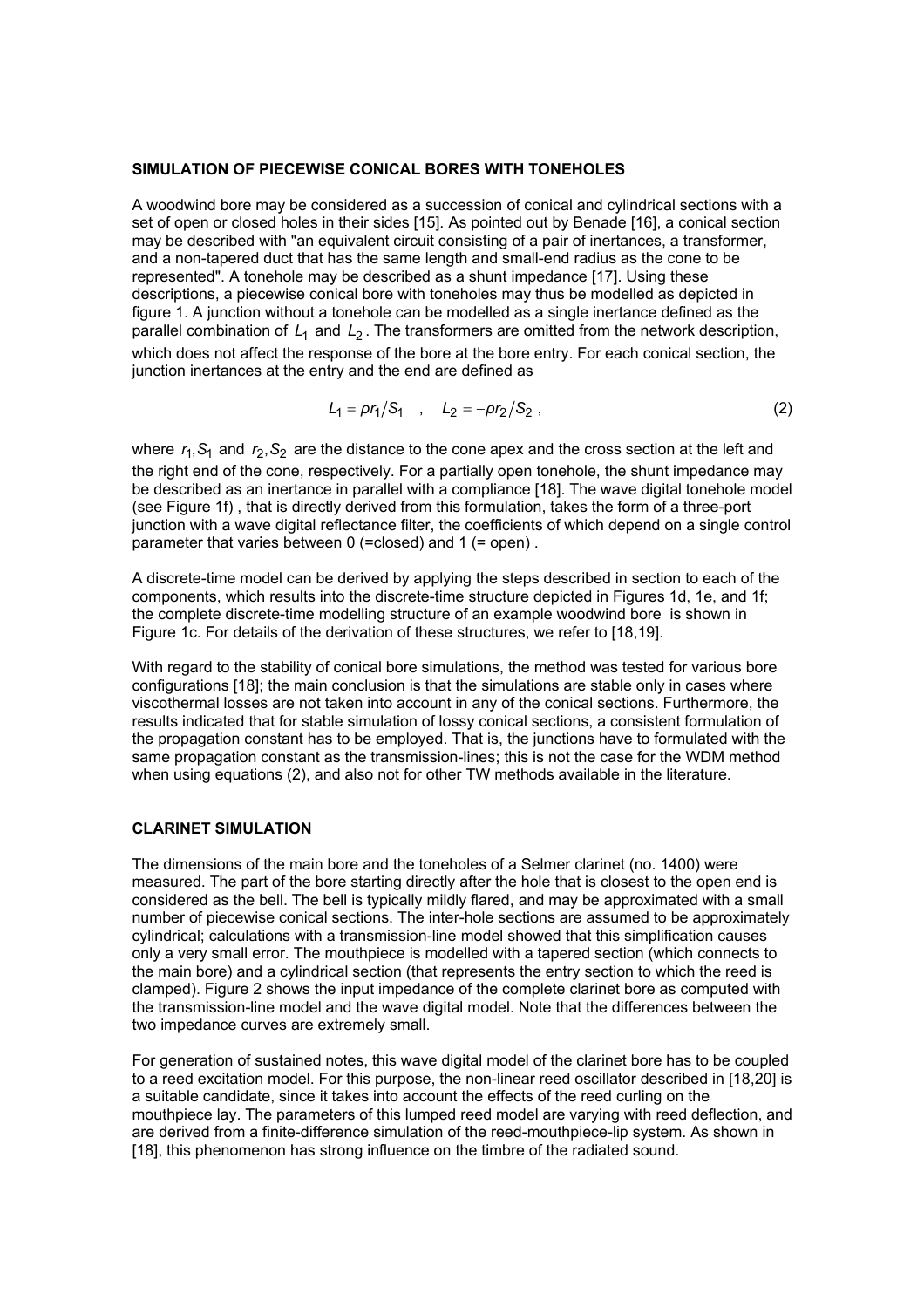**SIMULATION OF PIECEWISE CONICAL BORES WITH TONEHOLES**

A woodwind bore may be considered as a succession of conical and cylindrical sections with a set of open or closed holes in their sides [15]. As pointed out by Benade [16], a conical section may be described with "an equivalent circuit consisting of a pair of inertances, a transformer, and a non-tapered duct that has the same length and small-end radius as the cone to be represented". A tonehole may be described as a shunt impedance [17]. Using these descriptions, a piecewise conical bore with toneholes may thus be modelled as depicted in figure 1. A junction without a tonehole can be modelled as a single inertance defined as the parallel combination of $L_1$ and $L_2$. The transformers are omitted from the network description, which does not affect the response of the bore at the bore entry. For each conical section, the junction inertances at the entry and the end are defined as

$$L_1 = \rho r_1 / S_1 \quad , \quad L_2 = -\rho r_2 / S_2 \, , \tag{2}$$

where $r_1, S_1$ and $r_2, S_2$ are the distance to the cone apex and the cross section at the left and the right end of the cone, respectively. For a partially open tonehole, the shunt impedance may be described as an inertance in parallel with a compliance [18]. The wave digital tonehole model (see Figure 1f) , that is directly derived from this formulation, takes the form of a three-port junction with a wave digital reflectance filter, the coefficients of which depend on a single control parameter that varies between 0 (=closed) and 1 (= open) .

A discrete-time model can be derived by applying the steps described in section to each of the components, which results into the discrete-time structure depicted in Figures 1d, 1e, and 1f; the complete discrete-time modelling structure of an example woodwind bore is shown in Figure 1c. For details of the derivation of these structures, we refer to [18,19].

With regard to the stability of conical bore simulations, the method was tested for various bore configurations [18]; the main conclusion is that the simulations are stable only in cases where viscothermal losses are not taken into account in any of the conical sections. Furthermore, the results indicated that for stable simulation of lossy conical sections, a consistent formulation of the propagation constant has to be employed. That is, the junctions have to formulated with the same propagation constant as the transmission-lines; this is not the case for the WDM method when using equations (2), and also not for other TW methods available in the literature.

**CLARINET SIMULATION**

The dimensions of the main bore and the toneholes of a Selmer clarinet (no. 1400) were measured. The part of the bore starting directly after the hole that is closest to the open end is considered as the bell. The bell is typically mildly flared, and may be approximated with a small number of piecewise conical sections. The inter-hole sections are assumed to be approximately cylindrical; calculations with a transmission-line model showed that this simplification causes only a very small error. The mouthpiece is modelled with a tapered section (which connects to the main bore) and a cylindrical section (that represents the entry section to which the reed is clamped). Figure 2 shows the input impedance of the complete clarinet bore as computed with the transmission-line model and the wave digital model. Note that the differences between the two impedance curves are extremely small.

For generation of sustained notes, this wave digital model of the clarinet bore has to be coupled to a reed excitation model. For this purpose, the non-linear reed oscillator described in [18,20] is a suitable candidate, since it takes into account the effects of the reed curling on the mouthpiece lay. The parameters of this lumped reed model are varying with reed deflection, and are derived from a finite-difference simulation of the reed-mouthpiece-lip system. As shown in [18], this phenomenon has strong influence on the timbre of the radiated sound.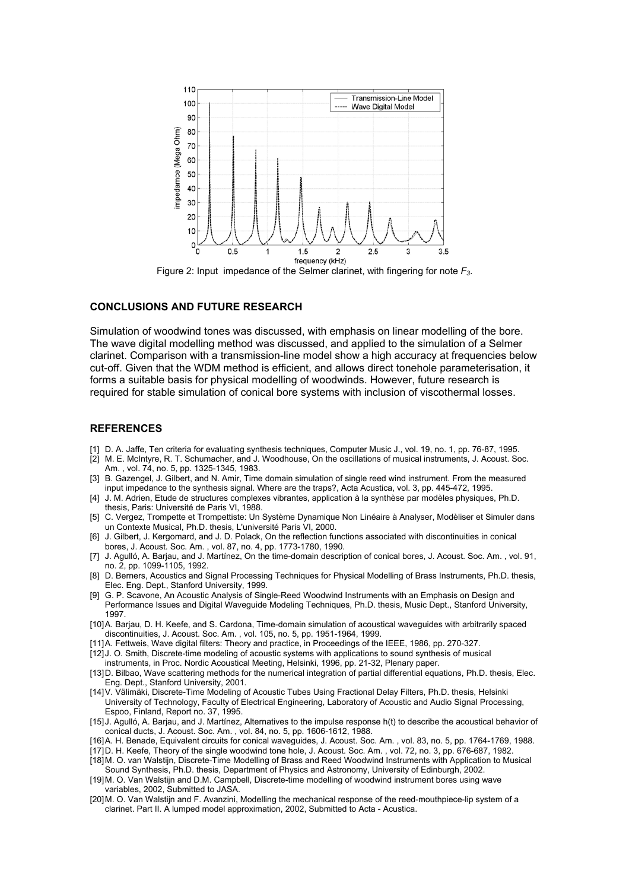110
100
90
80
70
60
50
40
30
20
10
0

impedance (Mega Ohm)

0 0.5 1 1.5 2 2.5 3 3.5

frequency (kHz)

Transmission-Line Model
Wave Digital Model

Figure 2: Input impedance of the Selmer clarinet, with fingering for note $F_3$.

## CONCLUSIONS AND FUTURE RESEARCH

Simulation of woodwind tones was discussed, with emphasis on linear modelling of the bore. The wave digital modelling method was discussed, and applied to the simulation of a Selmer clarinet. Comparison with a transmission-line model show a high accuracy at frequencies below cut-off. Given that the WDM method is efficient, and allows direct tonehole parameterisation, it forms a suitable basis for physical modelling of woodwinds. However, future research is required for stable simulation of conical bore systems with inclusion of viscothermal losses.

## REFERENCES

[1] D. A. Jaffe, Ten criteria for evaluating synthesis techniques, Computer Music J., vol. 19, no. 1, pp. 76-87, 1995.
[2] M. E. McIntyre, R. T. Schumacher, and J. Woodhouse, On the oscillations of musical instruments, J. Acoust. Soc. Am. , vol. 74, no. 5, pp. 1325-1345, 1983.
[3] B. Gazengel, J. Gilbert, and N. Amir, Time domain simulation of single reed wind instrument. From the measured input impedance to the synthesis signal. Where are the traps?, Acta Acustica, vol. 3, pp. 445-472, 1995.
[4] J. M. Adrien, Etude de structures complexes vibrantes, application à la synthèse par modèles physiques, Ph.D. thesis, Paris: Université de Paris VI, 1988.
[5] C. Vergez, Trompette et Trompettiste: Un Système Dynamique Non Linéaire à Analyser, Modèliser et Simuler dans un Contexte Musical, Ph.D. thesis, L'université Paris VI, 2000.
[6] J. Gilbert, J. Kergomard, and J. D. Polack, On the reflection functions associated with discontinuities in conical bores, J. Acoust. Soc. Am. , vol. 87, no. 4, pp. 1773-1780, 1990.
[7] J. Agulló, A. Barjau, and J. Martínez, On the time-domain description of conical bores, J. Acoust. Soc. Am. , vol. 91, no. 2, pp. 1099-1105, 1992.
[8] D. Berners, Acoustics and Signal Processing Techniques for Physical Modelling of Brass Instruments, Ph.D. thesis, Elec. Eng. Dept., Stanford University, 1999.
[9] G. P. Scavone, An Acoustic Analysis of Single-Reed Woodwind Instruments with an Emphasis on Design and Performance Issues and Digital Waveguide Modeling Techniques, Ph.D. thesis, Music Dept., Stanford University, 1997.
[10] A. Barjau, D. H. Keefe, and S. Cardona, Time-domain simulation of acoustical waveguides with arbitrarily spaced discontinuities, J. Acoust. Soc. Am. , vol. 105, no. 5, pp. 1951-1964, 1999.
[11] A. Fettweis, Wave digital filters: Theory and practice, in Proceedings of the IEEE, 1986, pp. 270-327.
[12] J. O. Smith, Discrete-time modeling of acoustic systems with applications to sound synthesis of musical instruments, in Proc. Nordic Acoustical Meeting, Helsinki, 1996, pp. 21-32, Plenary paper.
[13] D. Bilbao, Wave scattering methods for the numerical integration of partial differential equations, Ph.D. thesis, Elec. Eng. Dept., Stanford University, 2001.
[14] V. Välimäki, Discrete-Time Modeling of Acoustic Tubes Using Fractional Delay Filters, Ph.D. thesis, Helsinki University of Technology, Faculty of Electrical Engineering, Laboratory of Acoustic and Audio Signal Processing, Espoo, Finland, Report no. 37, 1995.
[15] J. Agulló, A. Barjau, and J. Martínez, Alternatives to the impulse response h(t) to describe the acoustical behavior of conical ducts, J. Acoust. Soc. Am. , vol. 84, no. 5, pp. 1606-1612, 1988.
[16] A. H. Benade, Equivalent circuits for conical waveguides, J. Acoust. Soc. Am. , vol. 83, no. 5, pp. 1764-1769, 1988.
[17] D. H. Keefe, Theory of the single woodwind tone hole, J. Acoust. Soc. Am. , vol. 72, no. 3, pp. 676-687, 1982.
[18] M. O. van Walstijn, Discrete-Time Modelling of Brass and Reed Woodwind Instruments with Application to Musical Sound Synthesis, Ph.D. thesis, Department of Physics and Astronomy, University of Edinburgh, 2002.
[19] M. O. Van Walstijn and D.M. Campbell, Discrete-time modelling of woodwind instrument bores using wave variables, 2002, Submitted to JASA.
[20] M. O. Van Walstijn and F. Avanzini, Modelling the mechanical response of the reed-mouthpiece-lip system of a clarinet. Part II. A lumped model approximation, 2002, Submitted to Acta - Acustica.